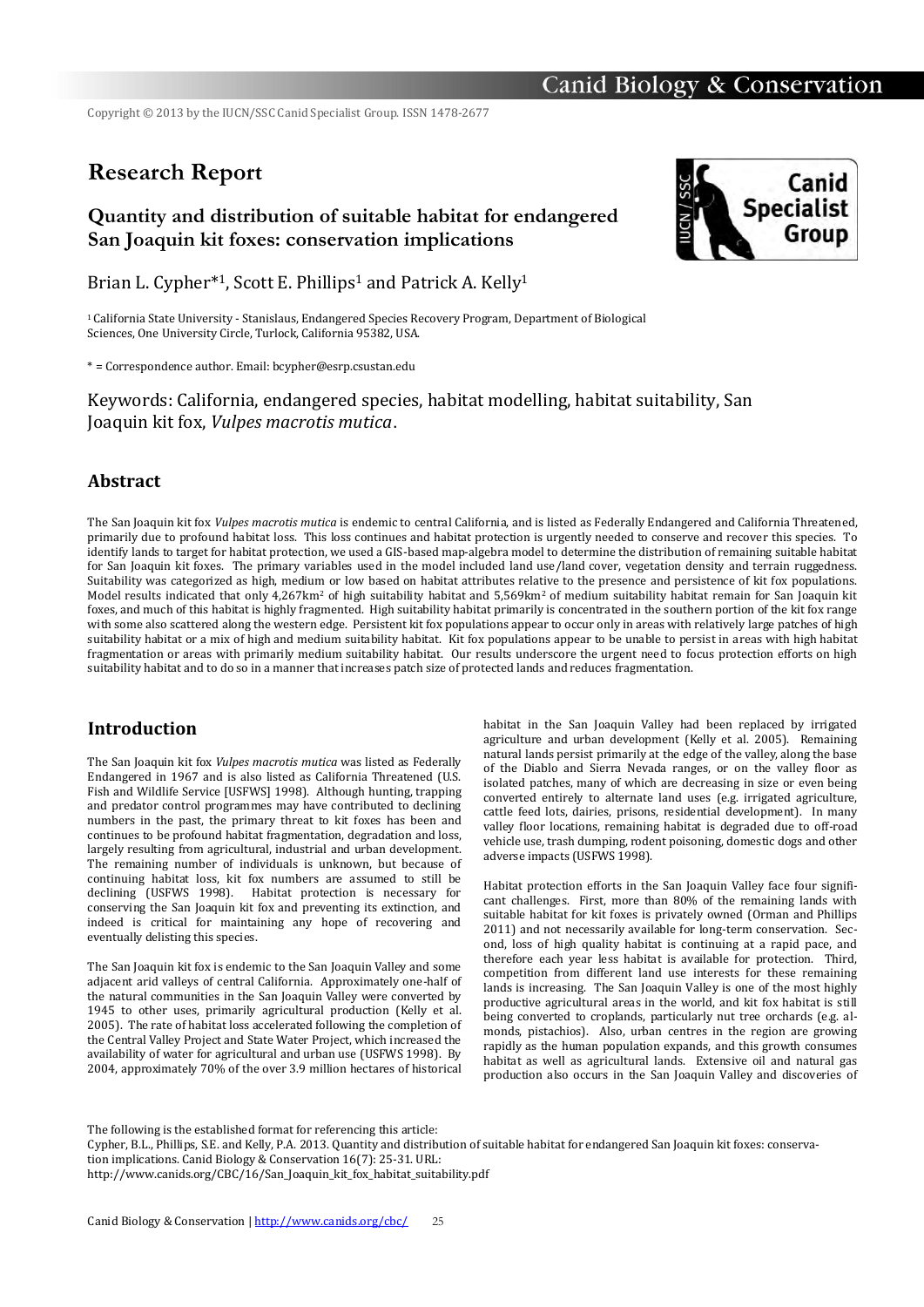Copyright © 2013 by the IUCN/SSC Canid Specialist Group. ISSN 1478-2677

# Research Report

## Quantity and distribution of suitable habitat for endangered San Joaquin kit foxes: conservation implications

Brian L. Cypher*[1], Scott E. Phillips[1] and Patrick A. Kelly[1]

[1] California State University - Stanislaus, Endangered Species Recovery Program, Department of Biological Sciences, One University Circle, Turlock, California 95382, USA.

* = Correspondence author. Email: bcypher@esrp.csustan.edu

Keywords: California, endangered species, habitat modelling, habitat suitability, San Joaquin kit fox, *Vulpes macrotis mutica*.

## Abstract

The San Joaquin kit fox *Vulpes macrotis mutica* is endemic to central California, and is listed as Federally Endangered and California Threatened, primarily due to profound habitat loss. This loss continues and habitat protection is urgently needed to conserve and recover this species. To identify lands to target for habitat protection, we used a GIS-based map-algebra model to determine the distribution of remaining suitable habitat for San Joaquin kit foxes. The primary variables used in the model included land use/land cover, vegetation density and terrain ruggedness. Suitability was categorized as high, medium or low based on habitat attributes relative to the presence and persistence of kit fox populations. Model results indicated that only 4,267km$^2$ of high suitability habitat and 5,569km$^2$ of medium suitability habitat remain for San Joaquin kit foxes, and much of this habitat is highly fragmented. High suitability habitat primarily is concentrated in the southern portion of the kit fox range with some also scattered along the western edge. Persistent kit fox populations appear to occur only in areas with relatively large patches of high suitability habitat or a mix of high and medium suitability habitat. Kit fox populations appear to be unable to persist in areas with high habitat fragmentation or areas with primarily medium suitability habitat. Our results underscore the urgent need to focus protection efforts on high suitability habitat and to do so in a manner that increases patch size of protected lands and reduces fragmentation.

## Introduction

The San Joaquin kit fox *Vulpes macrotis mutica* was listed as Federally Endangered in 1967 and is also listed as California Threatened (U.S. Fish and Wildlife Service [USFWS] 1998). Although hunting, trapping and predator control programmes may have contributed to declining numbers in the past, the primary threat to kit foxes has been and continues to be profound habitat fragmentation, degradation and loss, largely resulting from agricultural, industrial and urban development. The remaining number of individuals is unknown, but because of continuing habitat loss, kit fox numbers are assumed to still be declining (USFWS 1998). Habitat protection is necessary for conserving the San Joaquin kit fox and preventing its extinction, and indeed is critical for maintaining any hope of recovering and eventually delisting this species.

The San Joaquin kit fox is endemic to the San Joaquin Valley and some adjacent arid valleys of central California. Approximately one-half of the natural communities in the San Joaquin Valley were converted by 1945 to other uses, primarily agricultural production (Kelly et al. 2005). The rate of habitat loss accelerated following the completion of the Central Valley Project and State Water Project, which increased the availability of water for agricultural and urban use (USFWS 1998). By 2004, approximately 70% of the over 3.9 million hectares of historical habitat in the San Joaquin Valley had been replaced by irrigated agriculture and urban development (Kelly et al. 2005). Remaining natural lands persist primarily at the edge of the valley, along the base of the Diablo and Sierra Nevada ranges, or on the valley floor as isolated patches, many of which are decreasing in size or even being converted entirely to alternate land uses (e.g. irrigated agriculture, cattle feed lots, dairies, prisons, residential development). In many valley floor locations, remaining habitat is degraded due to off-road vehicle use, trash dumping, rodent poisoning, domestic dogs and other adverse impacts (USFWS 1998).

Habitat protection efforts in the San Joaquin Valley face four significant challenges. First, more than 80% of the remaining lands with suitable habitat for kit foxes is privately owned (Orman and Phillips 2011) and not necessarily available for long-term conservation. Second, loss of high quality habitat is continuing at a rapid pace, and therefore each year less habitat is available for protection. Third, competition from different land use interests for these remaining lands is increasing. The San Joaquin Valley is one of the most highly productive agricultural areas in the world, and kit fox habitat is still being converted to croplands, particularly nut tree orchards (e.g. almonds, pistachios). Also, urban centres in the region are growing rapidly as the human population expands, and this growth consumes habitat as well as agricultural lands. Extensive oil and natural gas production also occurs in the San Joaquin Valley and discoveries of

The following is the established format for referencing this article:
Cypher, B.L., Phillips, S.E. and Kelly, P.A. 2013. Quantity and distribution of suitable habitat for endangered San Joaquin kit foxes: conservation implications. Canid Biology & Conservation 16(7): 25-31. URL: http://www.canids.org/CBC/16/San_Joaquin_kit_fox_habitat_suitability.pdf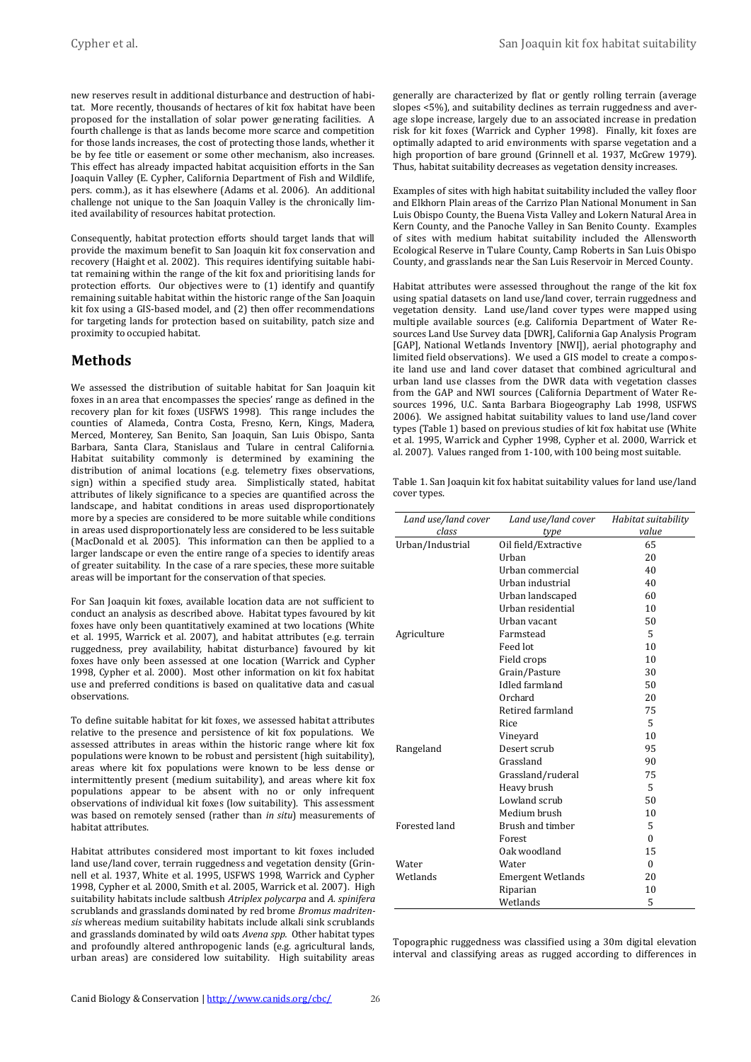new reserves result in additional disturbance and destruction of habitat. More recently, thousands of hectares of kit fox habitat have been proposed for the installation of solar power generating facilities. A fourth challenge is that as lands become more scarce and competition for those lands increases, the cost of protecting those lands, whether it be by fee title or easement or some other mechanism, also increases. This effect has already impacted habitat acquisition efforts in the San Joaquin Valley (E. Cypher, California Department of Fish and Wildlife, pers. comm.), as it has elsewhere (Adams et al. 2006). An additional challenge not unique to the San Joaquin Valley is the chronically limited availability of resources habitat protection.

Consequently, habitat protection efforts should target lands that will provide the maximum benefit to San Joaquin kit fox conservation and recovery (Haight et al. 2002). This requires identifying suitable habitat remaining within the range of the kit fox and prioritising lands for protection efforts. Our objectives were to (1) identify and quantify remaining suitable habitat within the historic range of the San Joaquin kit fox using a GIS-based model, and (2) then offer recommendations for targeting lands for protection based on suitability, patch size and proximity to occupied habitat.

## Methods

We assessed the distribution of suitable habitat for San Joaquin kit foxes in an area that encompasses the species' range as defined in the recovery plan for kit foxes (USFWS 1998). This range includes the counties of Alameda, Contra Costa, Fresno, Kern, Kings, Madera, Merced, Monterey, San Benito, San Joaquin, San Luis Obispo, Santa Barbara, Santa Clara, Stanislaus and Tulare in central California. Habitat suitability commonly is determined by examining the distribution of animal locations (e.g. telemetry fixes observations, sign) within a specified study area. Simplistically stated, habitat attributes of likely significance to a species are quantified across the landscape, and habitat conditions in areas used disproportionately more by a species are considered to be more suitable while conditions in areas used disproportionately less are considered to be less suitable (MacDonald et al. 2005). This information can then be applied to a larger landscape or even the entire range of a species to identify areas of greater suitability. In the case of a rare species, these more suitable areas will be important for the conservation of that species.

For San Joaquin kit foxes, available location data are not sufficient to conduct an analysis as described above. Habitat types favoured by kit foxes have only been quantitatively examined at two locations (White et al. 1995, Warrick et al. 2007), and habitat attributes (e.g. terrain ruggedness, prey availability, habitat disturbance) favoured by kit foxes have only been assessed at one location (Warrick and Cypher 1998, Cypher et al. 2000). Most other information on kit fox habitat use and preferred conditions is based on qualitative data and casual observations.

To define suitable habitat for kit foxes, we assessed habitat attributes relative to the presence and persistence of kit fox populations. We assessed attributes in areas within the historic range where kit fox populations were known to be robust and persistent (high suitability), areas where kit fox populations were known to be less dense or intermittently present (medium suitability), and areas where kit fox populations appear to be absent with no or only infrequent observations of individual kit foxes (low suitability). This assessment was based on remotely sensed (rather than *in situ*) measurements of habitat attributes.

Habitat attributes considered most important to kit foxes included land use/land cover, terrain ruggedness and vegetation density (Grinnell et al. 1937, White et al. 1995, USFWS 1998, Warrick and Cypher 1998, Cypher et al. 2000, Smith et al. 2005, Warrick et al. 2007). High suitability habitats include saltbush *Atriplex polycarpa* and *A. spinifera* scrublands and grasslands dominated by red brome *Bromus madritensis* whereas medium suitability habitats include alkali sink scrublands and grasslands dominated by wild oats *Avena spp.* Other habitat types and profoundly altered anthropogenic lands (e.g. agricultural lands, urban areas) are considered low suitability. High suitability areas generally are characterized by flat or gently rolling terrain (average slopes <5%), and suitability declines as terrain ruggedness and average slope increase, largely due to an associated increase in predation risk for kit foxes (Warrick and Cypher 1998). Finally, kit foxes are optimally adapted to arid environments with sparse vegetation and a high proportion of bare ground (Grinnell et al. 1937, McGrew 1979). Thus, habitat suitability decreases as vegetation density increases.

Examples of sites with high habitat suitability included the valley floor and Elkhorn Plain areas of the Carrizo Plan National Monument in San Luis Obispo County, the Buena Vista Valley and Lokern Natural Area in Kern County, and the Panoche Valley in San Benito County. Examples of sites with medium habitat suitability included the Allensworth Ecological Reserve in Tulare County, Camp Roberts in San Luis Obispo County, and grasslands near the San Luis Reservoir in Merced County.

Habitat attributes were assessed throughout the range of the kit fox using spatial datasets on land use/land cover, terrain ruggedness and vegetation density. Land use/land cover types were mapped using multiple available sources (e.g. California Department of Water Resources Land Use Survey data [DWR], California Gap Analysis Program [GAP], National Wetlands Inventory [NWI]), aerial photography and limited field observations). We used a GIS model to create a composite land use and land cover dataset that combined agricultural and urban land use classes from the DWR data with vegetation classes from the GAP and NWI sources (California Department of Water Resources 1996, U.C. Santa Barbara Biogeography Lab 1998, USFWS 2006). We assigned habitat suitability values to land use/land cover types (Table 1) based on previous studies of kit fox habitat use (White et al. 1995, Warrick and Cypher 1998, Cypher et al. 2000, Warrick et al. 2007). Values ranged from 1-100, with 100 being most suitable.

Table 1. San Joaquin kit fox habitat suitability values for land use/land cover types.

| Land use/land cover class | Land use/land cover type | Habitat suitability value |
|---|---|---|
| Urban/Industrial | Oil field/Extractive | 65 |
| | Urban | 20 |
| | Urban commercial | 40 |
| | Urban industrial | 40 |
| | Urban landscaped | 60 |
| | Urban residential | 10 |
| | Urban vacant | 50 |
| Agriculture | Farmstead | 5 |
| | Feed lot | 10 |
| | Field crops | 10 |
| | Grain/Pasture | 30 |
| | Idled farmland | 50 |
| | Orchard | 20 |
| | Retired farmland | 75 |
| | Rice | 5 |
| | Vineyard | 10 |
| Rangeland | Desert scrub | 95 |
| | Grassland | 90 |
| | Grassland/ruderal | 75 |
| | Heavy brush | 5 |
| | Lowland scrub | 50 |
| | Medium brush | 10 |
| Forested land | Brush and timber | 5 |
| | Forest | 0 |
| | Oak woodland | 15 |
| Water | Water | 0 |
| Wetlands | Emergent Wetlands | 20 |
| | Riparian | 10 |
| | Wetlands | 5 |

Topographic ruggedness was classified using a 30m digital elevation interval and classifying areas as rugged according to differences in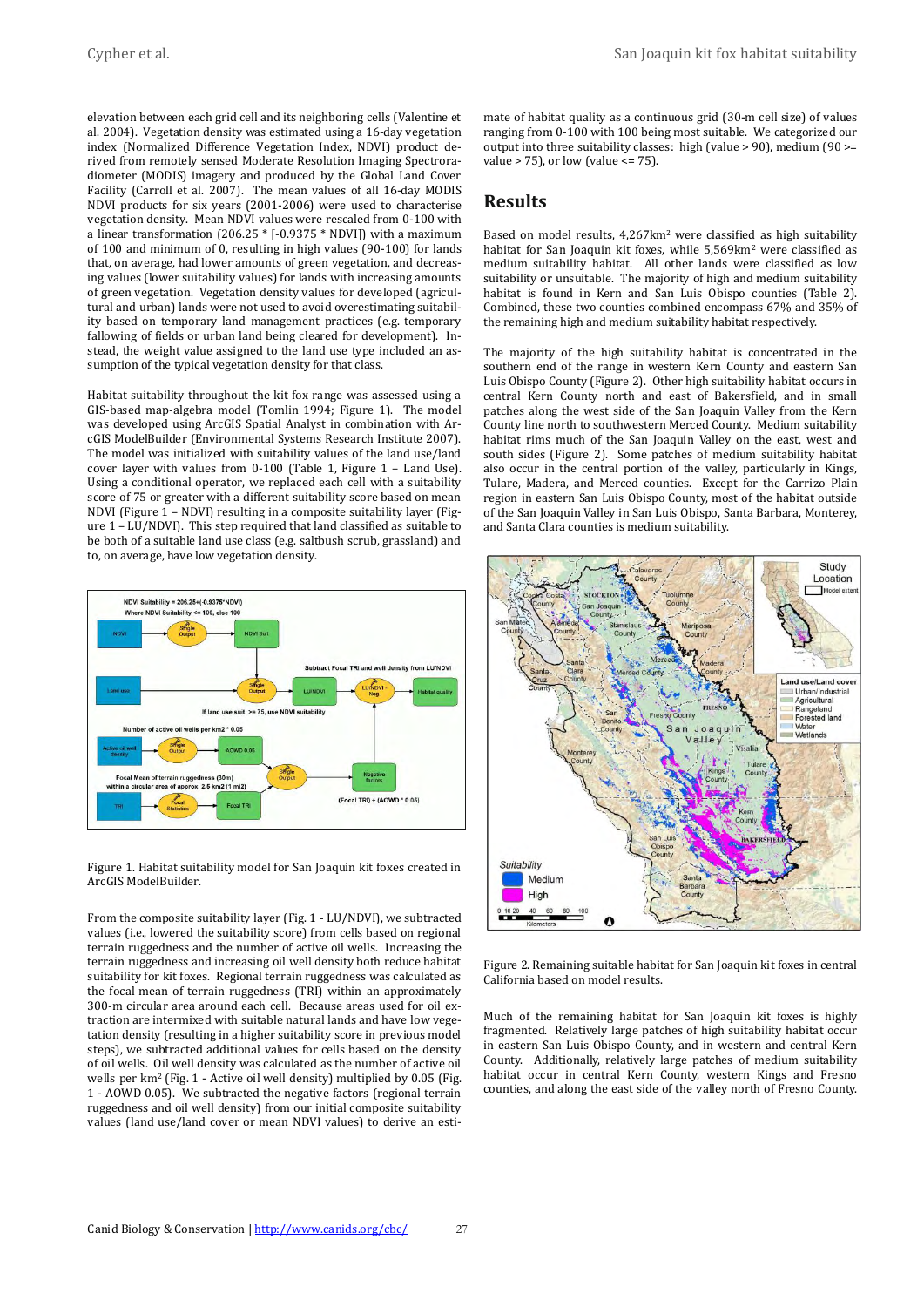elevation between each grid cell and its neighboring cells (Valentine et al. 2004). Vegetation density was estimated using a 16-day vegetation index (Normalized Difference Vegetation Index, NDVI) product derived from remotely sensed Moderate Resolution Imaging Spectroradiometer (MODIS) imagery and produced by the Global Land Cover Facility (Carroll et al. 2007). The mean values of all 16-day MODIS NDVI products for six years (2001-2006) were used to characterise vegetation density. Mean NDVI values were rescaled from 0-100 with a linear transformation (206.25 * [-0.9375 * NDVI]) with a maximum of 100 and minimum of 0, resulting in high values (90-100) for lands that, on average, had lower amounts of green vegetation, and decreasing values (lower suitability values) for lands with increasing amounts of green vegetation. Vegetation density values for developed (agricultural and urban) lands were not used to avoid overestimating suitability based on temporary land management practices (e.g. temporary fallowing of fields or urban land being cleared for development). Instead, the weight value assigned to the land use type included an assumption of the typical vegetation density for that class.

Habitat suitability throughout the kit fox range was assessed using a GIS-based map-algebra model (Tomlin 1994; Figure 1). The model was developed using ArcGIS Spatial Analyst in combination with ArcGIS ModelBuilder (Environmental Systems Research Institute 2007). The model was initialized with suitability values of the land use/land cover layer with values from 0-100 (Table 1, Figure 1 – Land Use). Using a conditional operator, we replaced each cell with a suitability score of 75 or greater with a different suitability score based on mean NDVI (Figure 1 – NDVI) resulting in a composite suitability layer (Figure 1 – LU/NDVI). This step required that land classified as suitable to be both of a suitable land use class (e.g. saltbush scrub, grassland) and to, on average, have low vegetation density.

Figure 1. Habitat suitability model for San Joaquin kit foxes created in ArcGIS ModelBuilder.

From the composite suitability layer (Fig. 1 - LU/NDVI), we subtracted values (i.e., lowered the suitability score) from cells based on regional terrain ruggedness and the number of active oil wells. Increasing the terrain ruggedness and increasing oil well density both reduce habitat suitability for kit foxes. Regional terrain ruggedness was calculated as the focal mean of terrain ruggedness (TRI) within an approximately 300-m circular area around each cell. Because areas used for oil extraction are intermixed with suitable natural lands and have low vegetation density (resulting in a higher suitability score in previous model steps), we subtracted additional values for cells based on the density of oil wells. Oil well density was calculated as the number of active oil wells per km² (Fig. 1 - Active oil well density) multiplied by 0.05 (Fig. 1 - AOWD 0.05). We subtracted the negative factors (regional terrain ruggedness and oil well density) from our initial composite suitability values (land use/land cover or mean NDVI values) to derive an estimate of habitat quality as a continuous grid (30-m cell size) of values ranging from 0-100 with 100 being most suitable. We categorized our output into three suitability classes: high (value > 90), medium (90 >= value > 75), or low (value <= 75).

## Results

Based on model results, 4,267km² were classified as high suitability habitat for San Joaquin kit foxes, while 5,569km² were classified as medium suitability habitat. All other lands were classified as low suitability or unsuitable. The majority of high and medium suitability habitat is found in Kern and San Luis Obispo counties (Table 2). Combined, these two counties combined encompass 67% and 35% of the remaining high and medium suitability habitat respectively.

The majority of the high suitability habitat is concentrated in the southern end of the range in western Kern County and eastern San Luis Obispo County (Figure 2). Other high suitability habitat occurs in central Kern County north and east of Bakersfield, and in small patches along the west side of the San Joaquin Valley from the Kern County line north to southwestern Merced County. Medium suitability habitat rims much of the San Joaquin Valley on the east, west and south sides (Figure 2). Some patches of medium suitability habitat also occur in the central portion of the valley, particularly in Kings, Tulare, Madera, and Merced counties. Except for the Carrizo Plain region in eastern San Luis Obispo County, most of the habitat outside of the San Joaquin Valley in San Luis Obispo, Santa Barbara, Monterey, and Santa Clara counties is medium suitability.

Figure 2. Remaining suitable habitat for San Joaquin kit foxes in central California based on model results.

Much of the remaining habitat for San Joaquin kit foxes is highly fragmented. Relatively large patches of high suitability habitat occur in eastern San Luis Obispo County, and in western and central Kern County. Additionally, relatively large patches of medium suitability habitat occur in central Kern County, western Kings and Fresno counties, and along the east side of the valley north of Fresno County.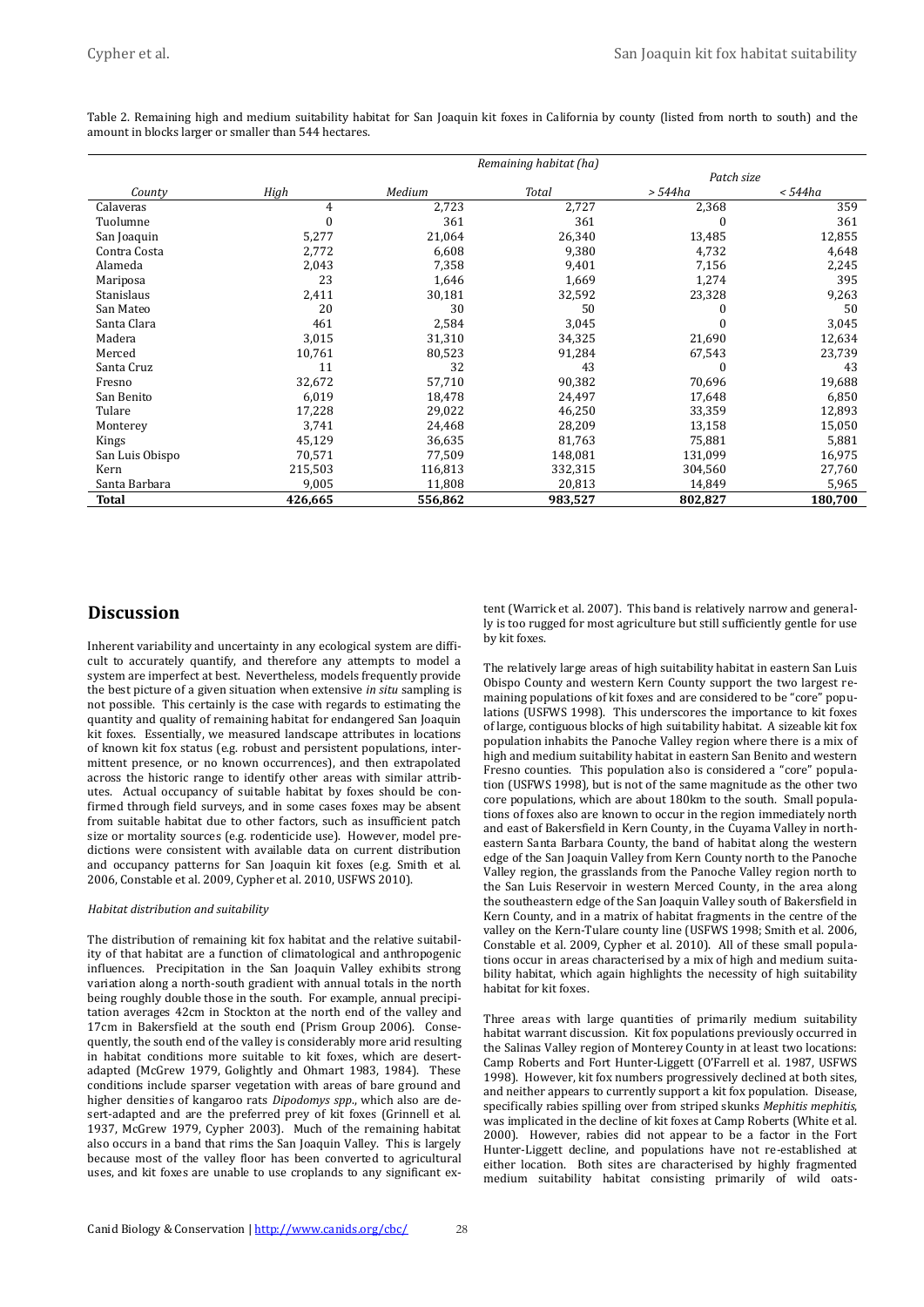Table 2. Remaining high and medium suitability habitat for San Joaquin kit foxes in California by county (listed from north to south) and the amount in blocks larger or smaller than 544 hectares.

| | Remaining habitat (ha) | | | | |
|---|---|---|---|---|---|
| | | | | Patch size | |
| *County* | *High* | *Medium* | *Total* | *> 544ha* | *< 544ha* |
| Calaveras | 4 | 2,723 | 2,727 | 2,368 | 359 |
| Tuolumne | 0 | 361 | 361 | 0 | 361 |
| San Joaquin | 5,277 | 21,064 | 26,340 | 13,485 | 12,855 |
| Contra Costa | 2,772 | 6,608 | 9,380 | 4,732 | 4,648 |
| Alameda | 2,043 | 7,358 | 9,401 | 7,156 | 2,245 |
| Mariposa | 23 | 1,646 | 1,669 | 1,274 | 395 |
| Stanislaus | 2,411 | 30,181 | 32,592 | 23,328 | 9,263 |
| San Mateo | 20 | 30 | 50 | 0 | 50 |
| Santa Clara | 461 | 2,584 | 3,045 | 0 | 3,045 |
| Madera | 3,015 | 31,310 | 34,325 | 21,690 | 12,634 |
| Merced | 10,761 | 80,523 | 91,284 | 67,543 | 23,739 |
| Santa Cruz | 11 | 32 | 43 | 0 | 43 |
| Fresno | 32,672 | 57,710 | 90,382 | 70,696 | 19,688 |
| San Benito | 6,019 | 18,478 | 24,497 | 17,648 | 6,850 |
| Tulare | 17,228 | 29,022 | 46,250 | 33,359 | 12,893 |
| Monterey | 3,741 | 24,468 | 28,209 | 13,158 | 15,050 |
| Kings | 45,129 | 36,635 | 81,763 | 75,881 | 5,881 |
| San Luis Obispo | 70,571 | 77,509 | 148,081 | 131,099 | 16,975 |
| Kern | 215,503 | 116,813 | 332,315 | 304,560 | 27,760 |
| Santa Barbara | 9,005 | 11,808 | 20,813 | 14,849 | 5,965 |
| **Total** | **426,665** | **556,862** | **983,527** | **802,827** | **180,700** |

## Discussion

Inherent variability and uncertainty in any ecological system are difficult to accurately quantify, and therefore any attempts to model a system are imperfect at best. Nevertheless, models frequently provide the best picture of a given situation when extensive *in situ* sampling is not possible. This certainly is the case with regards to estimating the quantity and quality of remaining habitat for endangered San Joaquin kit foxes. Essentially, we measured landscape attributes in locations of known kit fox status (e.g. robust and persistent populations, intermittent presence, or no known occurrences), and then extrapolated across the historic range to identify other areas with similar attributes. Actual occupancy of suitable habitat by foxes should be confirmed through field surveys, and in some cases foxes may be absent from suitable habitat due to other factors, such as insufficient patch size or mortality sources (e.g. rodenticide use). However, model predictions were consistent with available data on current distribution and occupancy patterns for San Joaquin kit foxes (e.g. Smith et al. 2006, Constable et al. 2009, Cypher et al. 2010, USFWS 2010).

### *Habitat distribution and suitability*

The distribution of remaining kit fox habitat and the relative suitability of that habitat are a function of climatological and anthropogenic influences. Precipitation in the San Joaquin Valley exhibits strong variation along a north-south gradient with annual totals in the north being roughly double those in the south. For example, annual precipitation averages 42cm in Stockton at the north end of the valley and 17cm in Bakersfield at the south end (Prism Group 2006). Consequently, the south end of the valley is considerably more arid resulting in habitat conditions more suitable to kit foxes, which are desert-adapted (McGrew 1979, Golightly and Ohmart 1983, 1984). These conditions include sparser vegetation with areas of bare ground and higher densities of kangaroo rats *Dipodomys spp*., which also are desert-adapted and are the preferred prey of kit foxes (Grinnell et al. 1937, McGrew 1979, Cypher 2003). Much of the remaining habitat also occurs in a band that rims the San Joaquin Valley. This is largely because most of the valley floor has been converted to agricultural uses, and kit foxes are unable to use croplands to any significant extent (Warrick et al. 2007). This band is relatively narrow and generally is too rugged for most agriculture but still sufficiently gentle for use by kit foxes.

The relatively large areas of high suitability habitat in eastern San Luis Obispo County and western Kern County support the two largest remaining populations of kit foxes and are considered to be "core" populations (USFWS 1998). This underscores the importance to kit foxes of large, contiguous blocks of high suitability habitat. A sizeable kit fox population inhabits the Panoche Valley region where there is a mix of high and medium suitability habitat in eastern San Benito and western Fresno counties. This population also is considered a "core" population (USFWS 1998), but is not of the same magnitude as the other two core populations, which are about 180km to the south. Small populations of foxes also are known to occur in the region immediately north and east of Bakersfield in Kern County, in the Cuyama Valley in northeastern Santa Barbara County, the band of habitat along the western edge of the San Joaquin Valley from Kern County north to the Panoche Valley region, the grasslands from the Panoche Valley region north to the San Luis Reservoir in western Merced County, in the area along the southeastern edge of the San Joaquin Valley south of Bakersfield in Kern County, and in a matrix of habitat fragments in the centre of the valley on the Kern-Tulare county line (USFWS 1998; Smith et al. 2006, Constable et al. 2009, Cypher et al. 2010). All of these small populations occur in areas characterised by a mix of high and medium suitability habitat, which again highlights the necessity of high suitability habitat for kit foxes.

Three areas with large quantities of primarily medium suitability habitat warrant discussion. Kit fox populations previously occurred in the Salinas Valley region of Monterey County in at least two locations: Camp Roberts and Fort Hunter-Liggett (O'Farrell et al. 1987, USFWS 1998). However, kit fox numbers progressively declined at both sites, and neither appears to currently support a kit fox population. Disease, specifically rabies spilling over from striped skunks *Mephitis mephitis*, was implicated in the decline of kit foxes at Camp Roberts (White et al. 2000). However, rabies did not appear to be a factor in the Fort Hunter-Liggett decline, and populations have not re-established at either location. Both sites are characterised by highly fragmented medium suitability habitat consisting primarily of wild oats-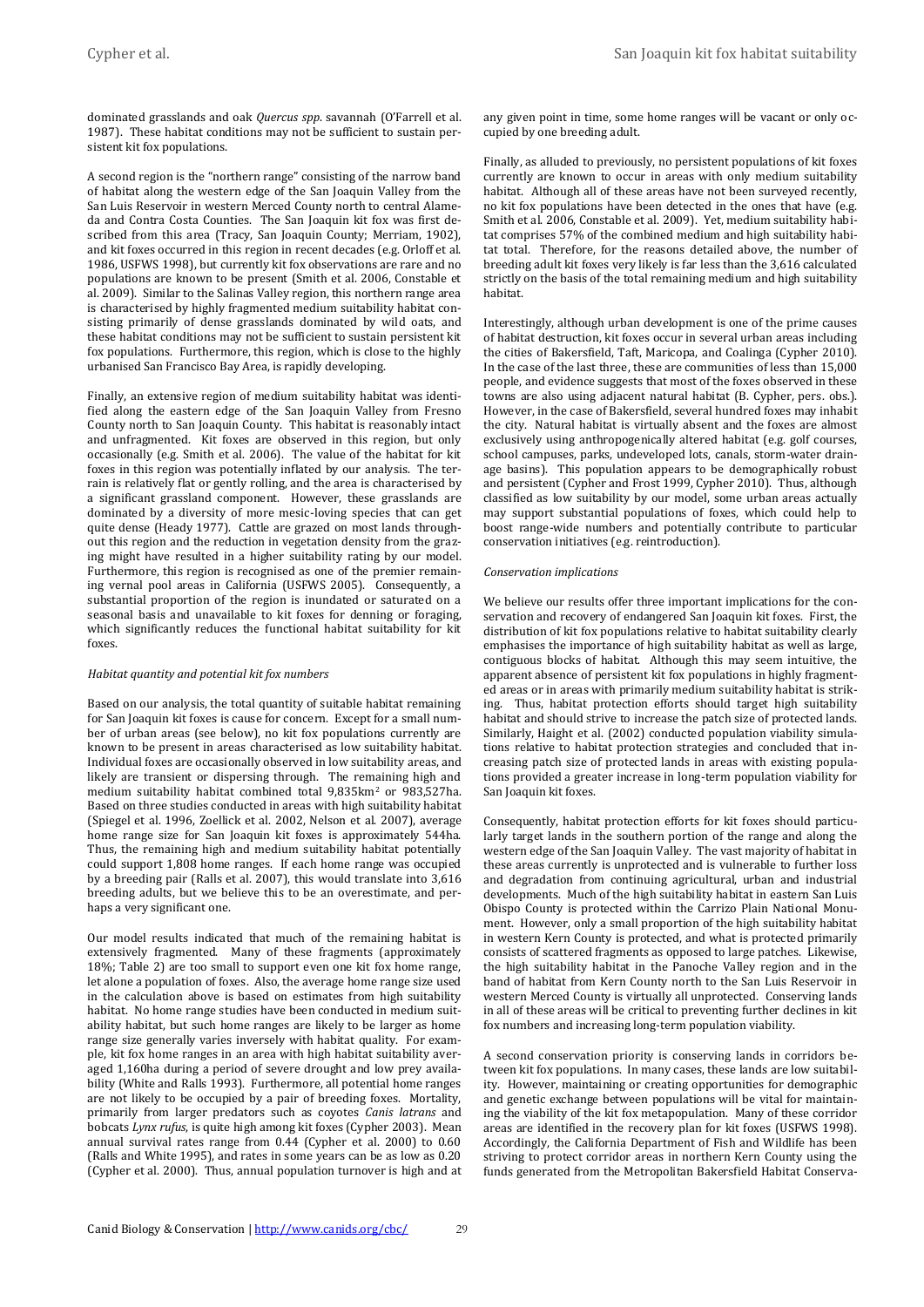dominated grasslands and oak *Quercus spp*. savannah (O'Farrell et al. 1987). These habitat conditions may not be sufficient to sustain persistent kit fox populations.

A second region is the "northern range" consisting of the narrow band of habitat along the western edge of the San Joaquin Valley from the San Luis Reservoir in western Merced County north to central Alameda and Contra Costa Counties. The San Joaquin kit fox was first described from this area (Tracy, San Joaquin County; Merriam, 1902), and kit foxes occurred in this region in recent decades (e.g. Orloff et al. 1986, USFWS 1998), but currently kit fox observations are rare and no populations are known to be present (Smith et al. 2006, Constable et al. 2009). Similar to the Salinas Valley region, this northern range area is characterised by highly fragmented medium suitability habitat consisting primarily of dense grasslands dominated by wild oats, and these habitat conditions may not be sufficient to sustain persistent kit fox populations. Furthermore, this region, which is close to the highly urbanised San Francisco Bay Area, is rapidly developing.

Finally, an extensive region of medium suitability habitat was identified along the eastern edge of the San Joaquin Valley from Fresno County north to San Joaquin County. This habitat is reasonably intact and unfragmented. Kit foxes are observed in this region, but only occasionally (e.g. Smith et al. 2006). The value of the habitat for kit foxes in this region was potentially inflated by our analysis. The terrain is relatively flat or gently rolling, and the area is characterised by a significant grassland component. However, these grasslands are dominated by a diversity of more mesic-loving species that can get quite dense (Heady 1977). Cattle are grazed on most lands throughout this region and the reduction in vegetation density from the grazing might have resulted in a higher suitability rating by our model. Furthermore, this region is recognised as one of the premier remaining vernal pool areas in California (USFWS 2005). Consequently, a substantial proportion of the region is inundated or saturated on a seasonal basis and unavailable to kit foxes for denning or foraging, which significantly reduces the functional habitat suitability for kit foxes.

*Habitat quantity and potential kit fox numbers*

Based on our analysis, the total quantity of suitable habitat remaining for San Joaquin kit foxes is cause for concern. Except for a small number of urban areas (see below), no kit fox populations currently are known to be present in areas characterised as low suitability habitat. Individual foxes are occasionally observed in low suitability areas, and likely are transient or dispersing through. The remaining high and medium suitability habitat combined total 9,835km² or 983,527ha. Based on three studies conducted in areas with high suitability habitat (Spiegel et al. 1996, Zoellick et al. 2002, Nelson et al. 2007), average home range size for San Joaquin kit foxes is approximately 544ha. Thus, the remaining high and medium suitability habitat potentially could support 1,808 home ranges. If each home range was occupied by a breeding pair (Ralls et al. 2007), this would translate into 3,616 breeding adults, but we believe this to be an overestimate, and perhaps a very significant one.

Our model results indicated that much of the remaining habitat is extensively fragmented. Many of these fragments (approximately 18%; Table 2) are too small to support even one kit fox home range, let alone a population of foxes. Also, the average home range size used in the calculation above is based on estimates from high suitability habitat. No home range studies have been conducted in medium suitability habitat, but such home ranges are likely to be larger as home range size generally varies inversely with habitat quality. For example, kit fox home ranges in an area with high habitat suitability averaged 1,160ha during a period of severe drought and low prey availability (White and Ralls 1993). Furthermore, all potential home ranges are not likely to be occupied by a pair of breeding foxes. Mortality, primarily from larger predators such as coyotes *Canis latrans* and bobcats *Lynx rufus*, is quite high among kit foxes (Cypher 2003). Mean annual survival rates range from 0.44 (Cypher et al. 2000) to 0.60 (Ralls and White 1995), and rates in some years can be as low as 0.20 (Cypher et al. 2000). Thus, annual population turnover is high and at any given point in time, some home ranges will be vacant or only occupied by one breeding adult.

Finally, as alluded to previously, no persistent populations of kit foxes currently are known to occur in areas with only medium suitability habitat. Although all of these areas have not been surveyed recently, no kit fox populations have been detected in the ones that have (e.g. Smith et al. 2006, Constable et al. 2009). Yet, medium suitability habitat comprises 57% of the combined medium and high suitability habitat total. Therefore, for the reasons detailed above, the number of breeding adult kit foxes very likely is far less than the 3,616 calculated strictly on the basis of the total remaining medium and high suitability habitat.

Interestingly, although urban development is one of the prime causes of habitat destruction, kit foxes occur in several urban areas including the cities of Bakersfield, Taft, Maricopa, and Coalinga (Cypher 2010). In the case of the last three, these are communities of less than 15,000 people, and evidence suggests that most of the foxes observed in these towns are also using adjacent natural habitat (B. Cypher, pers. obs.). However, in the case of Bakersfield, several hundred foxes may inhabit the city. Natural habitat is virtually absent and the foxes are almost exclusively using anthropogenically altered habitat (e.g. golf courses, school campuses, parks, undeveloped lots, canals, storm-water drainage basins). This population appears to be demographically robust and persistent (Cypher and Frost 1999, Cypher 2010). Thus, although classified as low suitability by our model, some urban areas actually may support substantial populations of foxes, which could help to boost range-wide numbers and potentially contribute to particular conservation initiatives (e.g. reintroduction).

*Conservation implications*

We believe our results offer three important implications for the conservation and recovery of endangered San Joaquin kit foxes. First, the distribution of kit fox populations relative to habitat suitability clearly emphasises the importance of high suitability habitat as well as large, contiguous blocks of habitat. Although this may seem intuitive, the apparent absence of persistent kit fox populations in highly fragmented areas or in areas with primarily medium suitability habitat is striking. Thus, habitat protection efforts should target high suitability habitat and should strive to increase the patch size of protected lands. Similarly, Haight et al. (2002) conducted population viability simulations relative to habitat protection strategies and concluded that increasing patch size of protected lands in areas with existing populations provided a greater increase in long-term population viability for San Joaquin kit foxes.

Consequently, habitat protection efforts for kit foxes should particularly target lands in the southern portion of the range and along the western edge of the San Joaquin Valley. The vast majority of habitat in these areas currently is unprotected and is vulnerable to further loss and degradation from continuing agricultural, urban and industrial developments. Much of the high suitability habitat in eastern San Luis Obispo County is protected within the Carrizo Plain National Monument. However, only a small proportion of the high suitability habitat in western Kern County is protected, and what is protected primarily consists of scattered fragments as opposed to large patches. Likewise, the high suitability habitat in the Panoche Valley region and in the band of habitat from Kern County north to the San Luis Reservoir in western Merced County is virtually all unprotected. Conserving lands in all of these areas will be critical to preventing further declines in kit fox numbers and increasing long-term population viability.

A second conservation priority is conserving lands in corridors between kit fox populations. In many cases, these lands are low suitability. However, maintaining or creating opportunities for demographic and genetic exchange between populations will be vital for maintaining the viability of the kit fox metapopulation. Many of these corridor areas are identified in the recovery plan for kit foxes (USFWS 1998). Accordingly, the California Department of Fish and Wildlife has been striving to protect corridor areas in northern Kern County using the funds generated from the Metropolitan Bakersfield Habitat Conserva-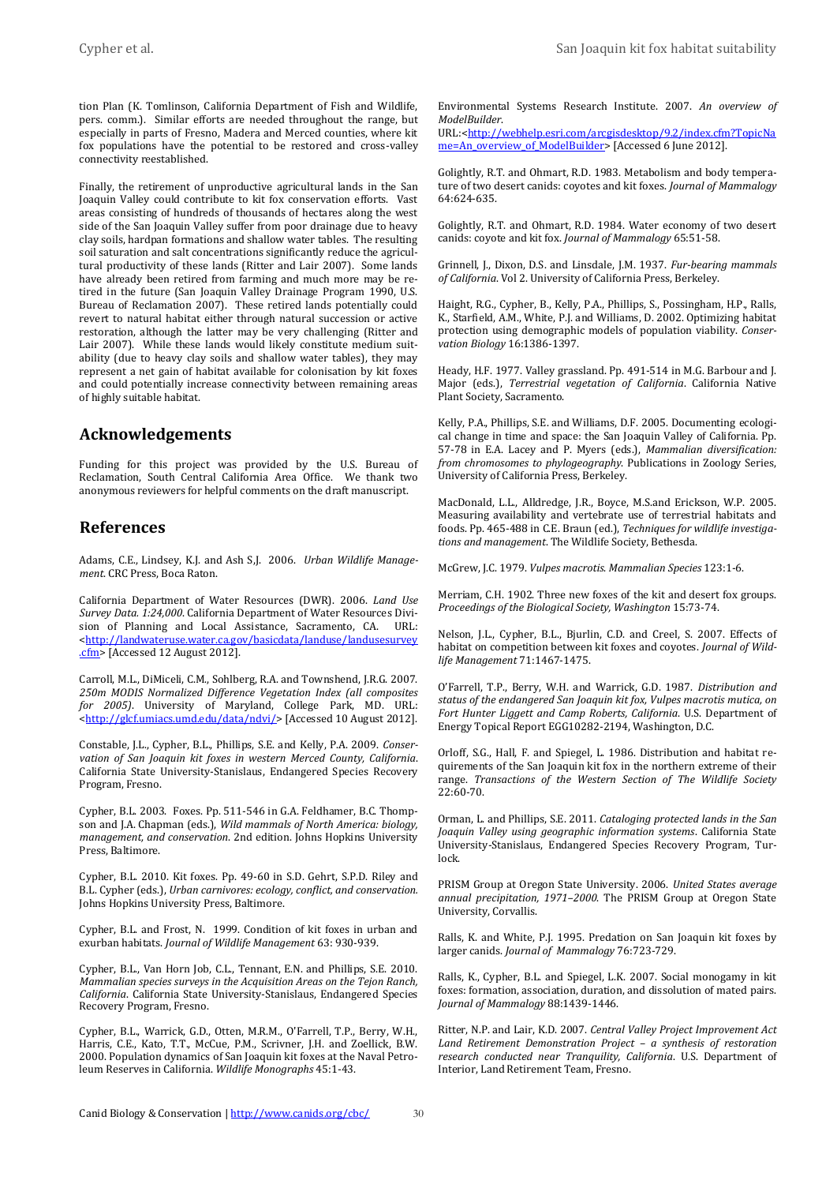tion Plan (K. Tomlinson, California Department of Fish and Wildlife, pers. comm.). Similar efforts are needed throughout the range, but especially in parts of Fresno, Madera and Merced counties, where kit fox populations have the potential to be restored and cross-valley connectivity reestablished.

Finally, the retirement of unproductive agricultural lands in the San Joaquin Valley could contribute to kit fox conservation efforts. Vast areas consisting of hundreds of thousands of hectares along the west side of the San Joaquin Valley suffer from poor drainage due to heavy clay soils, hardpan formations and shallow water tables. The resulting soil saturation and salt concentrations significantly reduce the agricultural productivity of these lands (Ritter and Lair 2007). Some lands have already been retired from farming and much more may be retired in the future (San Joaquin Valley Drainage Program 1990, U.S. Bureau of Reclamation 2007). These retired lands potentially could revert to natural habitat either through natural succession or active restoration, although the latter may be very challenging (Ritter and Lair 2007). While these lands would likely constitute medium suitability (due to heavy clay soils and shallow water tables), they may represent a net gain of habitat available for colonisation by kit foxes and could potentially increase connectivity between remaining areas of highly suitable habitat.

## Acknowledgements

Funding for this project was provided by the U.S. Bureau of Reclamation, South Central California Area Office. We thank two anonymous reviewers for helpful comments on the draft manuscript.

## References

Adams, C.E., Lindsey, K.J. and Ash S,J. 2006. *Urban Wildlife Management*. CRC Press, Boca Raton.

California Department of Water Resources (DWR). 2006. *Land Use Survey Data. 1:24,000*. California Department of Water Resources Division of Planning and Local Assistance, Sacramento, CA. URL: <http://landwateruse.water.ca.gov/basicdata/landuse/landusesurvey.cfm> [Accessed 12 August 2012].

Carroll, M.L., DiMiceli, C.M., Sohlberg, R.A. and Townshend, J.R.G. 2007. *250m MODIS Normalized Difference Vegetation Index (all composites for 2005)*. University of Maryland, College Park, MD. URL: <http://glcf.umiacs.umd.edu/data/ndvi/> [Accessed 10 August 2012].

Constable, J.L., Cypher, B.L., Phillips, S.E. and Kelly, P.A. 2009. *Conservation of San Joaquin kit foxes in western Merced County, California*. California State University-Stanislaus, Endangered Species Recovery Program, Fresno.

Cypher, B.L. 2003. Foxes. Pp. 511-546 in G.A. Feldhamer, B.C. Thompson and J.A. Chapman (eds.), *Wild mammals of North America: biology, management, and conservation*. 2nd edition. Johns Hopkins University Press, Baltimore.

Cypher, B.L. 2010. Kit foxes. Pp. 49-60 in S.D. Gehrt, S.P.D. Riley and B.L. Cypher (eds.), *Urban carnivores: ecology, conflict, and conservation.* Johns Hopkins University Press, Baltimore.

Cypher, B.L. and Frost, N. 1999. Condition of kit foxes in urban and exurban habitats. *Journal of Wildlife Management* 63: 930-939.

Cypher, B.L., Van Horn Job, C.L., Tennant, E.N. and Phillips, S.E. 2010. *Mammalian species surveys in the Acquisition Areas on the Tejon Ranch, California*. California State University-Stanislaus, Endangered Species Recovery Program, Fresno.

Cypher, B.L., Warrick, G.D., Otten, M.R.M., O'Farrell, T.P., Berry, W.H., Harris, C.E., Kato, T.T., McCue, P.M., Scrivner, J.H. and Zoellick, B.W. 2000. Population dynamics of San Joaquin kit foxes at the Naval Petroleum Reserves in California. *Wildlife Monographs* 45:1-43.

Environmental Systems Research Institute. 2007. *An overview of ModelBuilder*. URL:<http://webhelp.esri.com/arcgisdesktop/9.2/index.cfm?TopicName=An_overview_of_ModelBuilder> [Accessed 6 June 2012].

Golightly, R.T. and Ohmart, R.D. 1983. Metabolism and body temperature of two desert canids: coyotes and kit foxes. *Journal of Mammalogy* 64:624-635.

Golightly, R.T. and Ohmart, R.D. 1984. Water economy of two desert canids: coyote and kit fox. *Journal of Mammalogy* 65:51-58.

Grinnell, J., Dixon, D.S. and Linsdale, J.M. 1937. *Fur-bearing mammals of California*. Vol 2. University of California Press, Berkeley.

Haight, R.G., Cypher, B., Kelly, P.A., Phillips, S., Possingham, H.P., Ralls, K., Starfield, A.M., White, P.J. and Williams, D. 2002. Optimizing habitat protection using demographic models of population viability. *Conservation Biology* 16:1386-1397.

Heady, H.F. 1977. Valley grassland. Pp. 491-514 in M.G. Barbour and J. Major (eds.), *Terrestrial vegetation of California*. California Native Plant Society, Sacramento.

Kelly, P.A., Phillips, S.E. and Williams, D.F. 2005. Documenting ecological change in time and space: the San Joaquin Valley of California. Pp. 57-78 in E.A. Lacey and P. Myers (eds.), *Mammalian diversification: from chromosomes to phylogeography.* Publications in Zoology Series, University of California Press, Berkeley.

MacDonald, L.L., Alldredge, J.R., Boyce, M.S.and Erickson, W.P. 2005. Measuring availability and vertebrate use of terrestrial habitats and foods. Pp. 465-488 in C.E. Braun (ed.), *Techniques for wildlife investigations and management*. The Wildlife Society, Bethesda.

McGrew, J.C. 1979. *Vulpes macrotis*. *Mammalian Species* 123:1-6.

Merriam, C.H. 1902. Three new foxes of the kit and desert fox groups. *Proceedings of the Biological Society, Washington* 15:73-74.

Nelson, J.L., Cypher, B.L., Bjurlin, C.D. and Creel, S. 2007. Effects of habitat on competition between kit foxes and coyotes. *Journal of Wildlife Management* 71:1467-1475.

O'Farrell, T.P., Berry, W.H. and Warrick, G.D. 1987. *Distribution and status of the endangered San Joaquin kit fox, Vulpes macrotis mutica, on Fort Hunter Liggett and Camp Roberts, California*. U.S. Department of Energy Topical Report EGG10282-2194, Washington, D.C.

Orloff, S.G., Hall, F. and Spiegel, L. 1986. Distribution and habitat requirements of the San Joaquin kit fox in the northern extreme of their range. *Transactions of the Western Section of The Wildlife Society* 22:60-70.

Orman, L. and Phillips, S.E. 2011. *Cataloging protected lands in the San Joaquin Valley using geographic information systems*. California State University-Stanislaus, Endangered Species Recovery Program, Turlock.

PRISM Group at Oregon State University. 2006. *United States average annual precipitation, 1971–2000*. The PRISM Group at Oregon State University, Corvallis.

Ralls, K. and White, P.J. 1995. Predation on San Joaquin kit foxes by larger canids. *Journal of Mammalogy* 76:723-729.

Ralls, K., Cypher, B.L. and Spiegel, L.K. 2007. Social monogamy in kit foxes: formation, association, duration, and dissolution of mated pairs. *Journal of Mammalogy* 88:1439-1446.

Ritter, N.P. and Lair, K.D. 2007. *Central Valley Project Improvement Act Land Retirement Demonstration Project – a synthesis of restoration research conducted near Tranquility, California*. U.S. Department of Interior, Land Retirement Team, Fresno.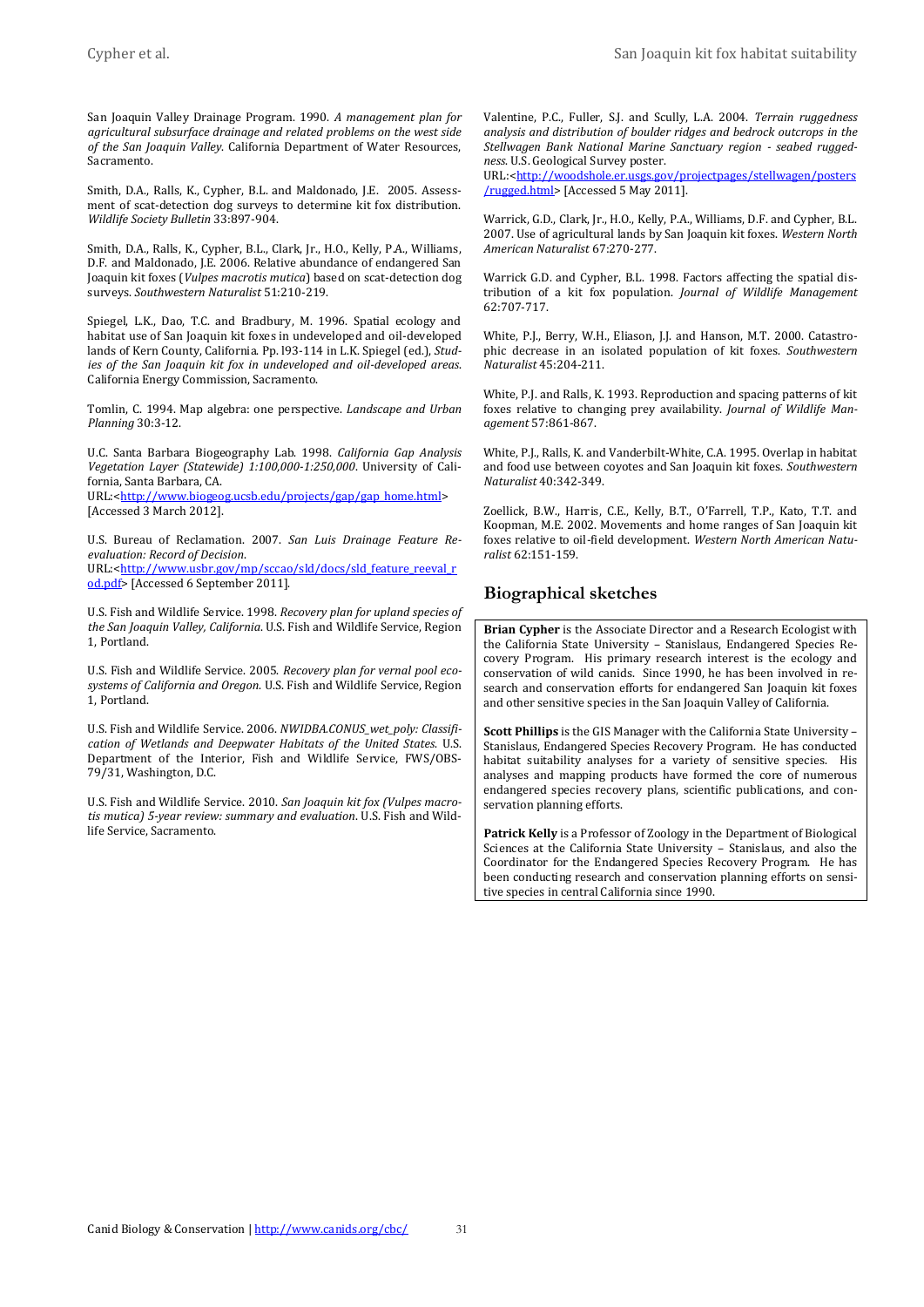San Joaquin Valley Drainage Program. 1990. *A management plan for agricultural subsurface drainage and related problems on the west side of the San Joaquin Valley*. California Department of Water Resources, Sacramento.

Smith, D.A., Ralls, K., Cypher, B.L. and Maldonado, J.E. 2005. Assessment of scat-detection dog surveys to determine kit fox distribution. *Wildlife Society Bulletin* 33:897-904.

Smith, D.A., Ralls, K., Cypher, B.L., Clark, Jr., H.O., Kelly, P.A., Williams, D.F. and Maldonado, J.E. 2006. Relative abundance of endangered San Joaquin kit foxes (*Vulpes macrotis mutica*) based on scat-detection dog surveys. *Southwestern Naturalist* 51:210-219.

Spiegel, L.K., Dao, T.C. and Bradbury, M. 1996. Spatial ecology and habitat use of San Joaquin kit foxes in undeveloped and oil-developed lands of Kern County, California. Pp. l93-114 in L.K. Spiegel (ed.), *Studies of the San Joaquin kit fox in undeveloped and oil-developed areas*. California Energy Commission, Sacramento.

Tomlin, C. 1994. Map algebra: one perspective. *Landscape and Urban Planning* 30:3-12.

U.C. Santa Barbara Biogeography Lab. 1998. *California Gap Analysis Vegetation Layer (Statewide) 1:100,000-1:250,000*. University of California, Santa Barbara, CA.
URL:<http://www.biogeog.ucsb.edu/projects/gap/gap_home.html> [Accessed 3 March 2012].

U.S. Bureau of Reclamation. 2007. *San Luis Drainage Feature Re-evaluation: Record of Decision*.
URL:<http://www.usbr.gov/mp/sccao/sld/docs/sld_feature_reeval_rod.pdf> [Accessed 6 September 2011].

U.S. Fish and Wildlife Service. 1998. *Recovery plan for upland species of the San Joaquin Valley, California*. U.S. Fish and Wildlife Service, Region 1, Portland.

U.S. Fish and Wildlife Service. 2005. *Recovery plan for vernal pool ecosystems of California and Oregon*. U.S. Fish and Wildlife Service, Region 1, Portland.

U.S. Fish and Wildlife Service. 2006. *NWIDBA.CONUS_wet_poly: Classification of Wetlands and Deepwater Habitats of the United States*. U.S. Department of the Interior, Fish and Wildlife Service, FWS/OBS-79/31, Washington, D.C.

U.S. Fish and Wildlife Service. 2010. *San Joaquin kit fox (Vulpes macrotis mutica) 5-year review: summary and evaluation*. U.S. Fish and Wildlife Service, Sacramento.

Valentine, P.C., Fuller, S.J. and Scully, L.A. 2004. *Terrain ruggedness analysis and distribution of boulder ridges and bedrock outcrops in the Stellwagen Bank National Marine Sanctuary region - seabed ruggedness*. U.S. Geological Survey poster.
URL:<http://woodshole.er.usgs.gov/projectpages/stellwagen/posters/rugged.html> [Accessed 5 May 2011].

Warrick, G.D., Clark, Jr., H.O., Kelly, P.A., Williams, D.F. and Cypher, B.L. 2007. Use of agricultural lands by San Joaquin kit foxes. *Western North American Naturalist* 67:270-277.

Warrick G.D. and Cypher, B.L. 1998. Factors affecting the spatial distribution of a kit fox population. *Journal of Wildlife Management* 62:707-717.

White, P.J., Berry, W.H., Eliason, J.J. and Hanson, M.T. 2000. Catastrophic decrease in an isolated population of kit foxes. *Southwestern Naturalist* 45:204-211.

White, P.J. and Ralls, K. 1993. Reproduction and spacing patterns of kit foxes relative to changing prey availability. *Journal of Wildlife Management* 57:861-867.

White, P.J., Ralls, K. and Vanderbilt-White, C.A. 1995. Overlap in habitat and food use between coyotes and San Joaquin kit foxes. *Southwestern Naturalist* 40:342-349.

Zoellick, B.W., Harris, C.E., Kelly, B.T., O'Farrell, T.P., Kato, T.T. and Koopman, M.E. 2002. Movements and home ranges of San Joaquin kit foxes relative to oil-field development. *Western North American Naturalist* 62:151-159.

## Biographical sketches

**Brian Cypher** is the Associate Director and a Research Ecologist with the California State University – Stanislaus, Endangered Species Recovery Program. His primary research interest is the ecology and conservation of wild canids. Since 1990, he has been involved in research and conservation efforts for endangered San Joaquin kit foxes and other sensitive species in the San Joaquin Valley of California.

**Scott Phillips** is the GIS Manager with the California State University – Stanislaus, Endangered Species Recovery Program. He has conducted habitat suitability analyses for a variety of sensitive species. His analyses and mapping products have formed the core of numerous endangered species recovery plans, scientific publications, and conservation planning efforts.

**Patrick Kelly** is a Professor of Zoology in the Department of Biological Sciences at the California State University – Stanislaus, and also the Coordinator for the Endangered Species Recovery Program. He has been conducting research and conservation planning efforts on sensitive species in central California since 1990.